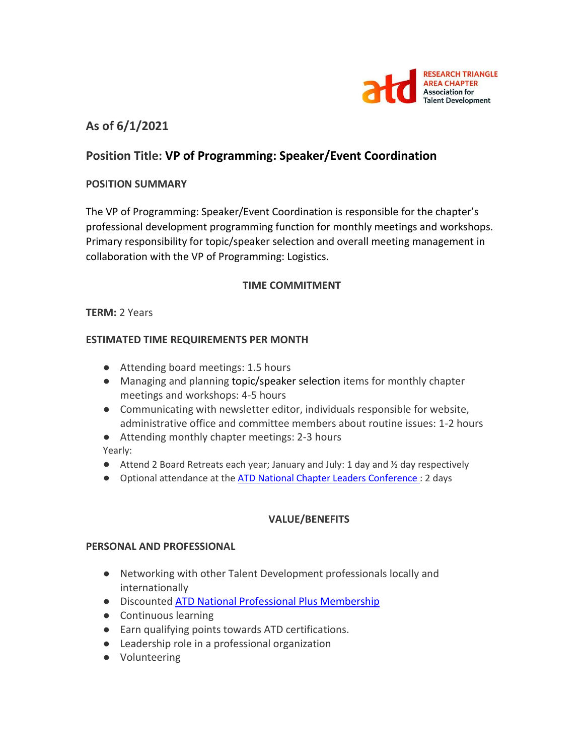RESEARCH TRIANGLE AREA CHAPTER
Association for Talent Development

## As of 6/1/2021

## Position Title: VP of Programming: Speaker/Event Coordination

**POSITION SUMMARY**

The VP of Programming: Speaker/Event Coordination is responsible for the chapter's professional development programming function for monthly meetings and workshops. Primary responsibility for topic/speaker selection and overall meeting management in collaboration with the VP of Programming: Logistics.

**TIME COMMITMENT**

**TERM:** 2 Years

**ESTIMATED TIME REQUIREMENTS PER MONTH**

- Attending board meetings: 1.5 hours
- Managing and planning topic/speaker selection items for monthly chapter meetings and workshops: 4-5 hours
- Communicating with newsletter editor, individuals responsible for website, administrative office and committee members about routine issues: 1-2 hours
- Attending monthly chapter meetings: 2-3 hours

Yearly:

- Attend 2 Board Retreats each year; January and July: 1 day and ½ day respectively
- Optional attendance at the ATD National Chapter Leaders Conference : 2 days

**VALUE/BENEFITS**

**PERSONAL AND PROFESSIONAL**

- Networking with other Talent Development professionals locally and internationally
- Discounted ATD National Professional Plus Membership
- Continuous learning
- Earn qualifying points towards ATD certifications.
- Leadership role in a professional organization
- Volunteering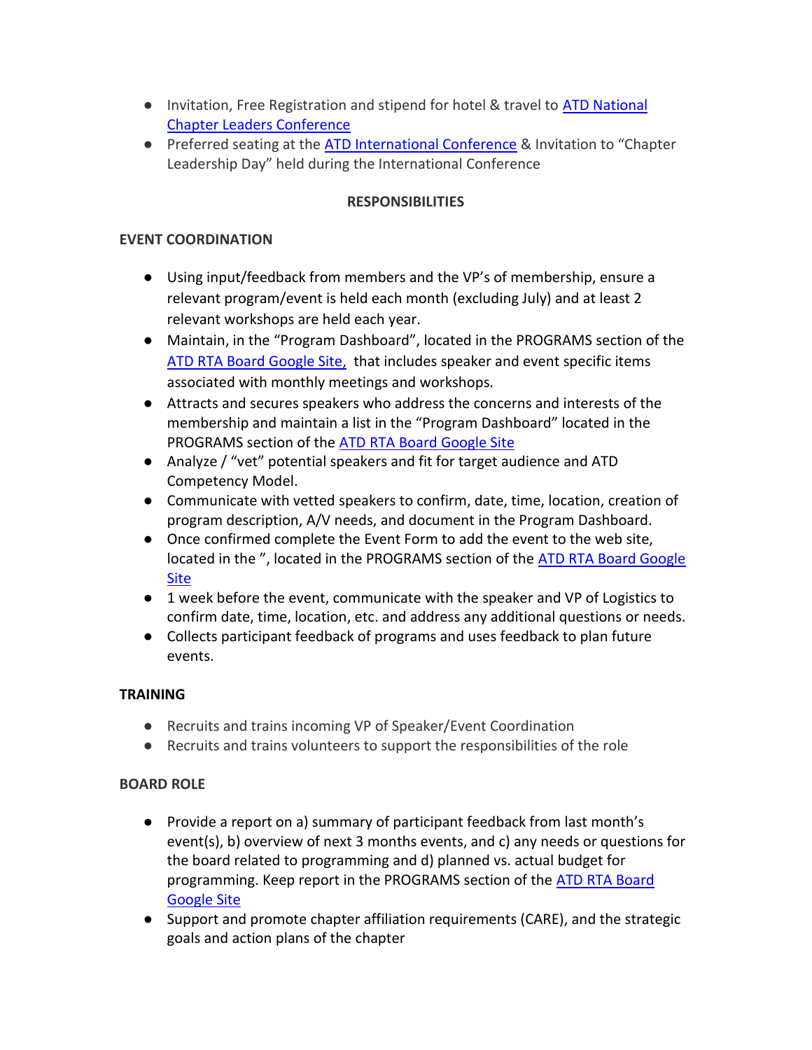- Invitation, Free Registration and stipend for hotel & travel to [ATD National Chapter Leaders Conference]
- Preferred seating at the [ATD International Conference] & Invitation to "Chapter Leadership Day" held during the International Conference

**RESPONSIBILITIES**

**EVENT COORDINATION**

- Using input/feedback from members and the VP's of membership, ensure a relevant program/event is held each month (excluding July) and at least 2 relevant workshops are held each year.
- Maintain, in the "Program Dashboard", located in the PROGRAMS section of the [ATD RTA Board Google Site,] that includes speaker and event specific items associated with monthly meetings and workshops.
- Attracts and secures speakers who address the concerns and interests of the membership and maintain a list in the "Program Dashboard" located in the PROGRAMS section of the [ATD RTA Board Google Site]
- Analyze / "vet" potential speakers and fit for target audience and ATD Competency Model.
- Communicate with vetted speakers to confirm, date, time, location, creation of program description, A/V needs, and document in the Program Dashboard.
- Once confirmed complete the Event Form to add the event to the web site, located in the ", located in the PROGRAMS section of the [ATD RTA Board Google Site]
- 1 week before the event, communicate with the speaker and VP of Logistics to confirm date, time, location, etc. and address any additional questions or needs.
- Collects participant feedback of programs and uses feedback to plan future events.

**TRAINING**

- Recruits and trains incoming VP of Speaker/Event Coordination
- Recruits and trains volunteers to support the responsibilities of the role

**BOARD ROLE**

- Provide a report on a) summary of participant feedback from last month's event(s), b) overview of next 3 months events, and c) any needs or questions for the board related to programming and d) planned vs. actual budget for programming. Keep report in the PROGRAMS section of the [ATD RTA Board Google Site]
- Support and promote chapter affiliation requirements (CARE), and the strategic goals and action plans of the chapter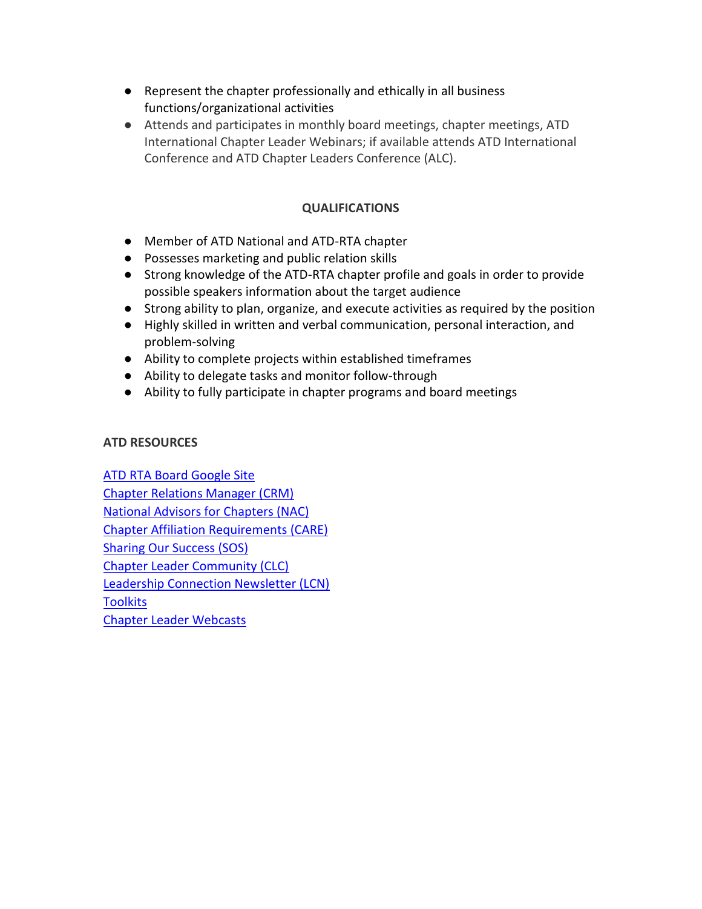- Represent the chapter professionally and ethically in all business functions/organizational activities
- Attends and participates in monthly board meetings, chapter meetings, ATD International Chapter Leader Webinars; if available attends ATD International Conference and ATD Chapter Leaders Conference (ALC).

## QUALIFICATIONS

- Member of ATD National and ATD-RTA chapter
- Possesses marketing and public relation skills
- Strong knowledge of the ATD-RTA chapter profile and goals in order to provide possible speakers information about the target audience
- Strong ability to plan, organize, and execute activities as required by the position
- Highly skilled in written and verbal communication, personal interaction, and problem-solving
- Ability to complete projects within established timeframes
- Ability to delegate tasks and monitor follow-through
- Ability to fully participate in chapter programs and board meetings

**ATD RESOURCES**

ATD RTA Board Google Site
Chapter Relations Manager (CRM)
National Advisors for Chapters (NAC)
Chapter Affiliation Requirements (CARE)
Sharing Our Success (SOS)
Chapter Leader Community (CLC)
Leadership Connection Newsletter (LCN)
Toolkits
Chapter Leader Webcasts